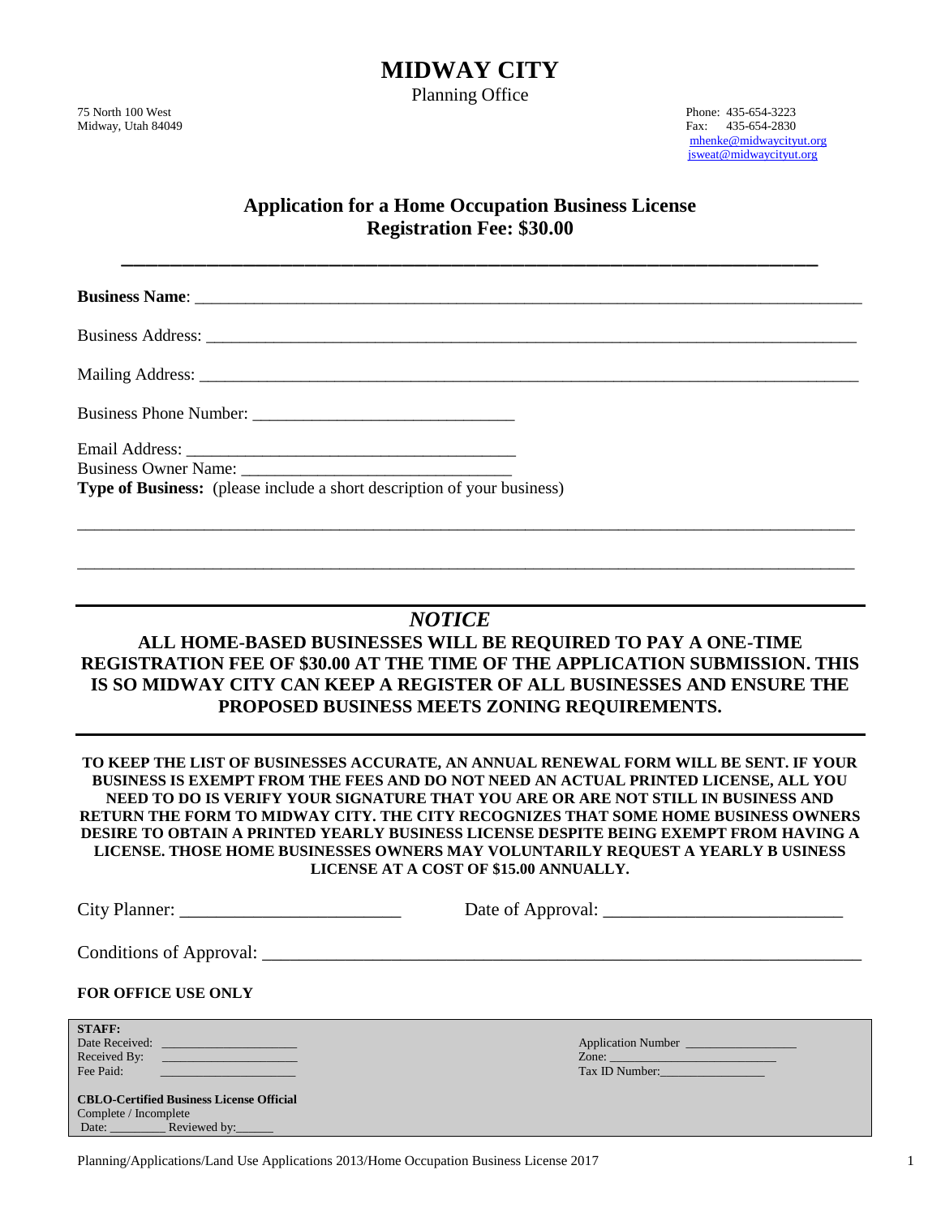# MIDWAY CITY

Planning Office

75 North 100 West
Midway, Utah 84049

Phone: 435-654-3223
Fax: 435-654-2830
mhenke@midwaycityut.org
jsweat@midwaycityut.org

## Application for a Home Occupation Business License
## Registration Fee: $30.00

---

**Business Name**: ________________________________________________

Business Address: ________________________________________________

Mailing Address: ________________________________________________

Business Phone Number: ______________________________

Email Address: ______________________________________
Business Owner Name: ______________________________
**Type of Business:** (please include a short description of your business)

________________________________________________________________________

________________________________________________________________________

---

### *NOTICE*

**ALL HOME-BASED BUSINESSES WILL BE REQUIRED TO PAY A ONE-TIME REGISTRATION FEE OF $30.00 AT THE TIME OF THE APPLICATION SUBMISSION. THIS IS SO MIDWAY CITY CAN KEEP A REGISTER OF ALL BUSINESSES AND ENSURE THE PROPOSED BUSINESS MEETS ZONING REQUIREMENTS.**

---

**TO KEEP THE LIST OF BUSINESSES ACCURATE, AN ANNUAL RENEWAL FORM WILL BE SENT. IF YOUR BUSINESS IS EXEMPT FROM THE FEES AND DO NOT NEED AN ACTUAL PRINTED LICENSE, ALL YOU NEED TO DO IS VERIFY YOUR SIGNATURE THAT YOU ARE OR ARE NOT STILL IN BUSINESS AND RETURN THE FORM TO MIDWAY CITY. THE CITY RECOGNIZES THAT SOME HOME BUSINESS OWNERS DESIRE TO OBTAIN A PRINTED YEARLY BUSINESS LICENSE DESPITE BEING EXEMPT FROM HAVING A LICENSE. THOSE HOME BUSINESSES OWNERS MAY VOLUNTARILY REQUEST A YEARLY B USINESS LICENSE AT A COST OF $15.00 ANNUALLY.**

City Planner: ______________________ Date of Approval: ______________________

Conditions of Approval: ________________________________________________

**FOR OFFICE USE ONLY**

**STAFF:**
Date Received: ____________________
Received By: ____________________
Fee Paid: ____________________

Application Number ________________
Zone: ________________________
Tax ID Number:________________

**CBLO-Certified Business License Official**
Complete / Incomplete
Date: ________ Reviewed by:______

Planning/Applications/Land Use Applications 2013/Home Occupation Business License 2017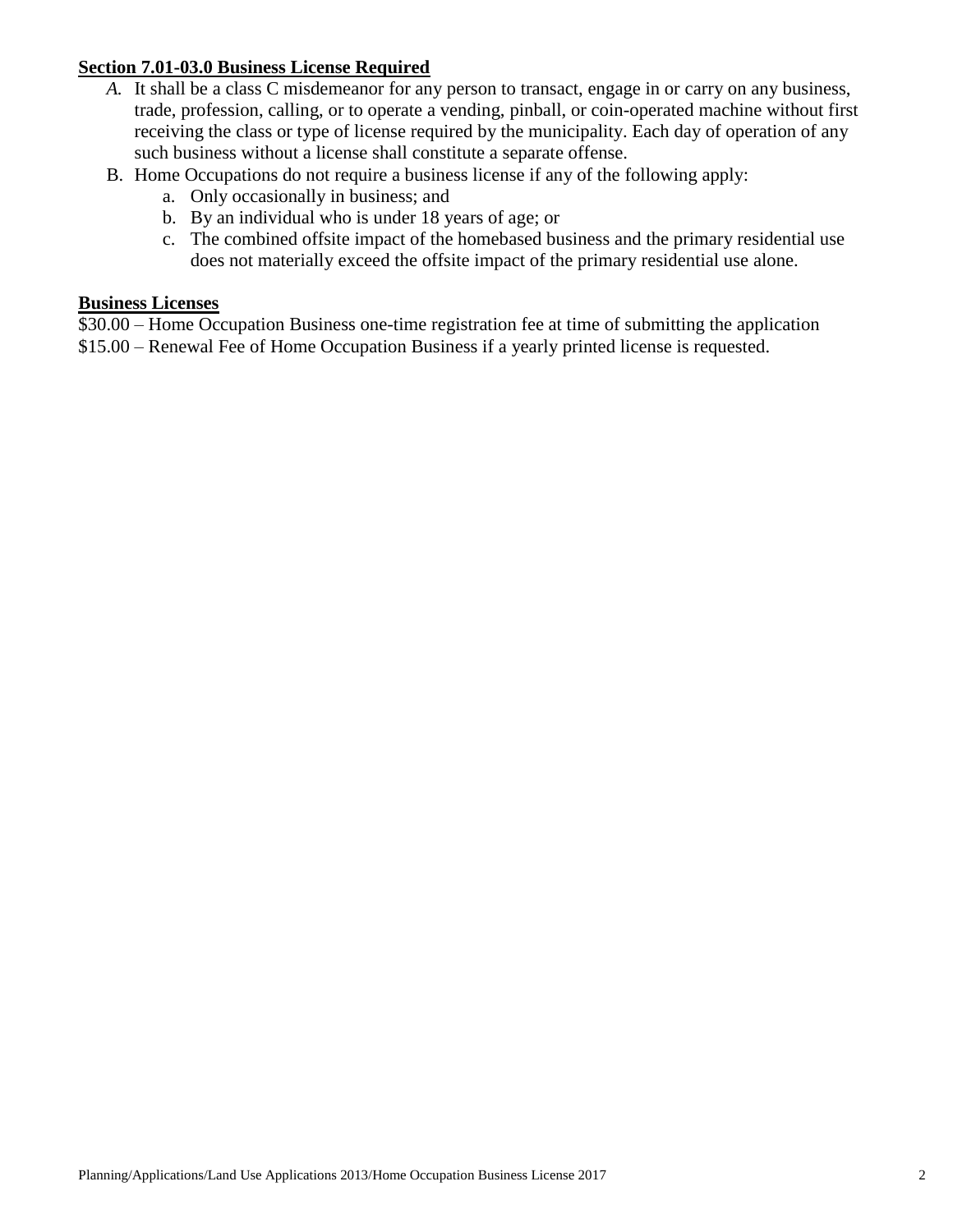**Section 7.01-03.0 Business License Required**

- *A.* It shall be a class C misdemeanor for any person to transact, engage in or carry on any business, trade, profession, calling, or to operate a vending, pinball, or coin-operated machine without first receiving the class or type of license required by the municipality. Each day of operation of any such business without a license shall constitute a separate offense.
- B. Home Occupations do not require a business license if any of the following apply:
  - a. Only occasionally in business; and
  - b. By an individual who is under 18 years of age; or
  - c. The combined offsite impact of the homebased business and the primary residential use does not materially exceed the offsite impact of the primary residential use alone.

**Business Licenses**

$30.00 – Home Occupation Business one-time registration fee at time of submitting the application
$15.00 – Renewal Fee of Home Occupation Business if a yearly printed license is requested.